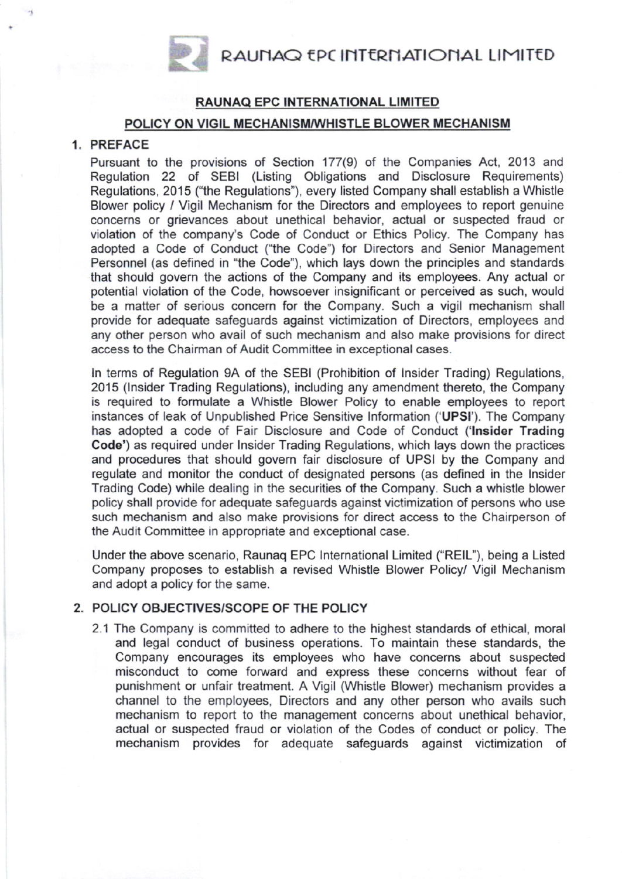RAUNAQ EPC INTERNATIONAL LIMITED

## RAUNAQ EPC INTERNATIONAL LIMITED

## POLICY ON VIGIL MECHANISM/WHISTLE BLOWER MECHANISM

### 1. PREFACE

Pursuant to the provisions of Section 177(9) of the Companies Act, 2013 and Regulation 22 of SEBI (Listing Obligations and Disclosure Requirements) Regulations, 2015 ("the Regulations"), every listed Company shall establish a Whistle Blower policy / Vigil Mechanism for the Directors and employees to report genuine concerns or grievances about unethical behavior, actual or suspected fraud or violation of the company's Code of Conduct or Ethics Policy. The Company has adopted a Code of Conduct ("the Code") for Directors and Senior Management Personnel (as defined in "the Code"), which lays down the principles and standards that should govern the actions of the Company and its employees. Any actual or potential violation of the Code, howsoever insignificant or perceived as such, would be a matter of serious concern for the Company. Such a vigil mechanism shall provide for adequate safeguards against victimization of Directors, employees and any other person who avail of such mechanism and also make provisions for direct access to the Chairman of Audit Committee in exceptional cases.

In terms of Regulation 9A of the SEBI (Prohibition of Insider Trading) Regulations, 2015 (Insider Trading Regulations), including any amendment thereto, the Company is required to formulate a Whistle Blower Policy to enable employees to report instances of leak of Unpublished Price Sensitive Information ('**UPSI**'). The Company has adopted a code of Fair Disclosure and Code of Conduct (**'Insider Trading Code'**) as required under Insider Trading Regulations, which lays down the practices and procedures that should govern fair disclosure of UPSI by the Company and regulate and monitor the conduct of designated persons (as defined in the Insider Trading Code) while dealing in the securities of the Company. Such a whistle blower policy shall provide for adequate safeguards against victimization of persons who use such mechanism and also make provisions for direct access to the Chairperson of the Audit Committee in appropriate and exceptional case.

Under the above scenario, Raunaq EPC International Limited ("REIL"), being a Listed Company proposes to establish a revised Whistle Blower Policy/ Vigil Mechanism and adopt a policy for the same.

### 2. POLICY OBJECTIVES/SCOPE OF THE POLICY

2.1 The Company is committed to adhere to the highest standards of ethical, moral and legal conduct of business operations. To maintain these standards, the Company encourages its employees who have concerns about suspected misconduct to come forward and express these concerns without fear of punishment or unfair treatment. A Vigil (Whistle Blower) mechanism provides a channel to the employees, Directors and any other person who avails such mechanism to report to the management concerns about unethical behavior, actual or suspected fraud or violation of the Codes of conduct or policy. The mechanism provides for adequate safeguards against victimization of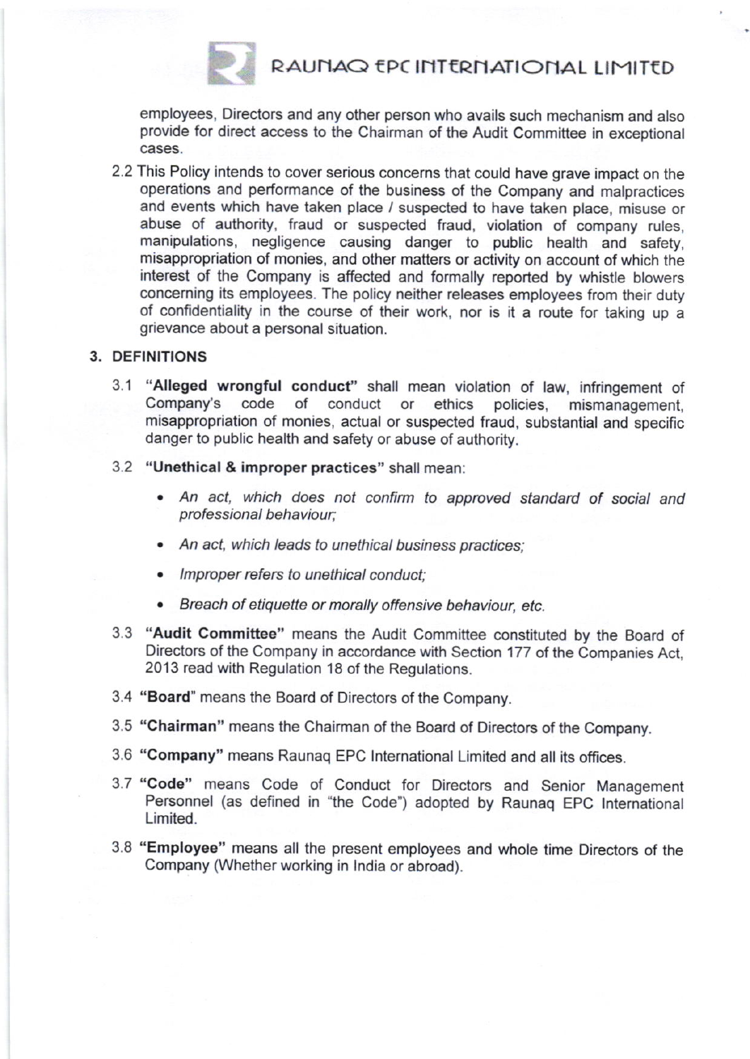employees, Directors and any other person who avails such mechanism and also provide for direct access to the Chairman of the Audit Committee in exceptional cases.

2.2 This Policy intends to cover serious concerns that could have grave impact on the operations and performance of the business of the Company and malpractices and events which have taken place / suspected to have taken place, misuse or abuse of authority, fraud or suspected fraud, violation of company rules, manipulations, negligence causing danger to public health and safety, misappropriation of monies, and other matters or activity on account of which the interest of the Company is affected and formally reported by whistle blowers concerning its employees. The policy neither releases employees from their duty of confidentiality in the course of their work, nor is it a route for taking up a grievance about a personal situation.

## 3. DEFINITIONS

3.1 **"Alleged wrongful conduct"** shall mean violation of law, infringement of Company's code of conduct or ethics policies, mismanagement, misappropriation of monies, actual or suspected fraud, substantial and specific danger to public health and safety or abuse of authority.

3.2 **"Unethical & improper practices"** shall mean:

- *An act, which does not confirm to approved standard of social and professional behaviour;*
- *An act, which leads to unethical business practices;*
- *Improper refers to unethical conduct;*
- *Breach of etiquette or morally offensive behaviour, etc.*

3.3 **"Audit Committee"** means the Audit Committee constituted by the Board of Directors of the Company in accordance with Section 177 of the Companies Act, 2013 read with Regulation 18 of the Regulations.

3.4 **"Board"** means the Board of Directors of the Company.

3.5 **"Chairman"** means the Chairman of the Board of Directors of the Company.

3.6 **"Company"** means Raunaq EPC International Limited and all its offices.

3.7 **"Code"** means Code of Conduct for Directors and Senior Management Personnel (as defined in "the Code") adopted by Raunaq EPC International Limited.

3.8 **"Employee"** means all the present employees and whole time Directors of the Company (Whether working in India or abroad).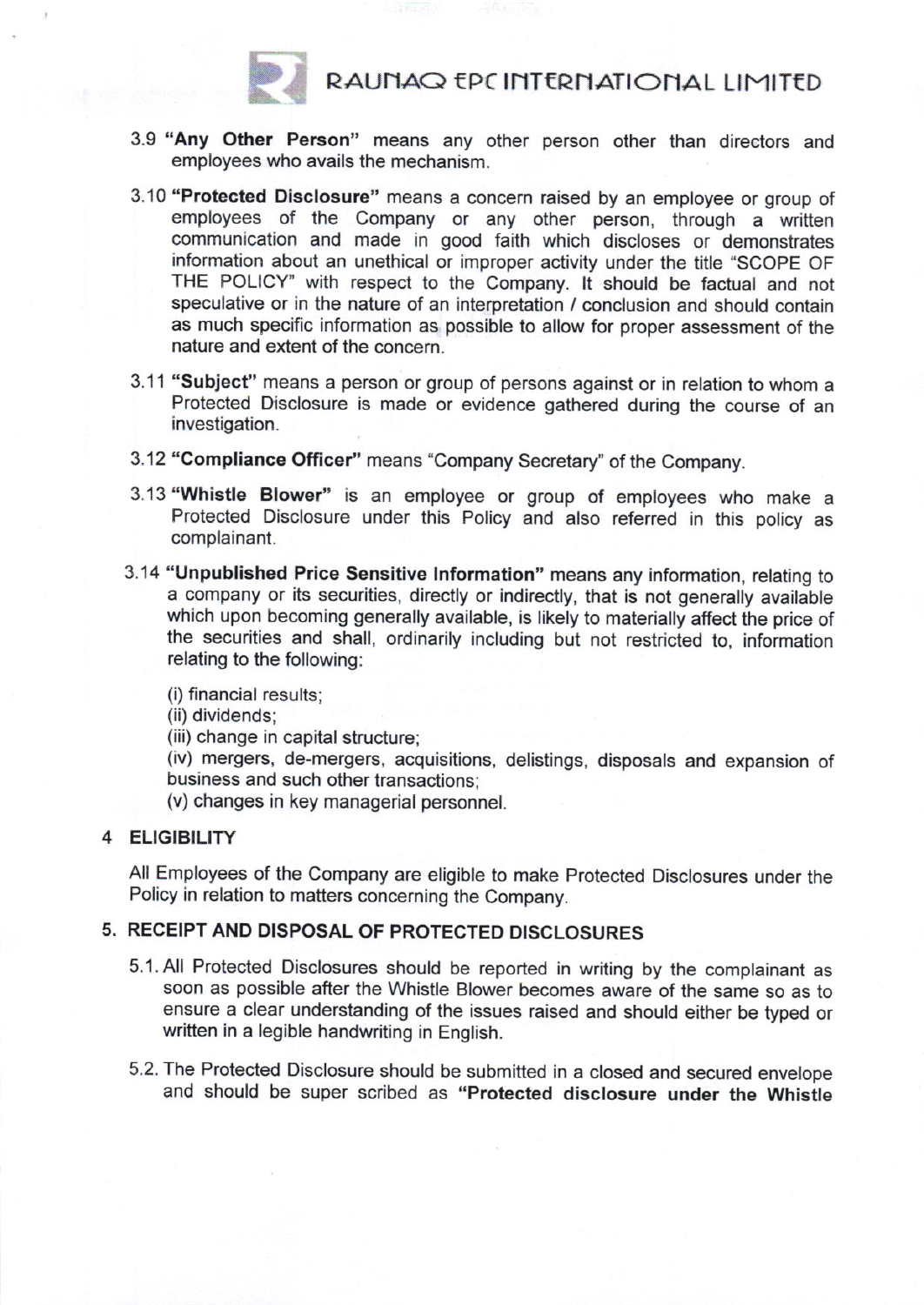3.9 **"Any Other Person"** means any other person other than directors and employees who avails the mechanism.

3.10 **"Protected Disclosure"** means a concern raised by an employee or group of employees of the Company or any other person, through a written communication and made in good faith which discloses or demonstrates information about an unethical or improper activity under the title "SCOPE OF THE POLICY" with respect to the Company. It should be factual and not speculative or in the nature of an interpretation / conclusion and should contain as much specific information as possible to allow for proper assessment of the nature and extent of the concern.

3.11 **"Subject"** means a person or group of persons against or in relation to whom a Protected Disclosure is made or evidence gathered during the course of an investigation.

3.12 **"Compliance Officer"** means "Company Secretary" of the Company.

3.13 **"Whistle Blower"** is an employee or group of employees who make a Protected Disclosure under this Policy and also referred in this policy as complainant.

3.14 **"Unpublished Price Sensitive Information"** means any information, relating to a company or its securities, directly or indirectly, that is not generally available which upon becoming generally available, is likely to materially affect the price of the securities and shall, ordinarily including but not restricted to, information relating to the following:

(i) financial results;
(ii) dividends;
(iii) change in capital structure;
(iv) mergers, de-mergers, acquisitions, delistings, disposals and expansion of business and such other transactions;
(v) changes in key managerial personnel.

## 4 ELIGIBILITY

All Employees of the Company are eligible to make Protected Disclosures under the Policy in relation to matters concerning the Company.

## 5. RECEIPT AND DISPOSAL OF PROTECTED DISCLOSURES

5.1. All Protected Disclosures should be reported in writing by the complainant as soon as possible after the Whistle Blower becomes aware of the same so as to ensure a clear understanding of the issues raised and should either be typed or written in a legible handwriting in English.

5.2. The Protected Disclosure should be submitted in a closed and secured envelope and should be super scribed as **"Protected disclosure under the Whistle**